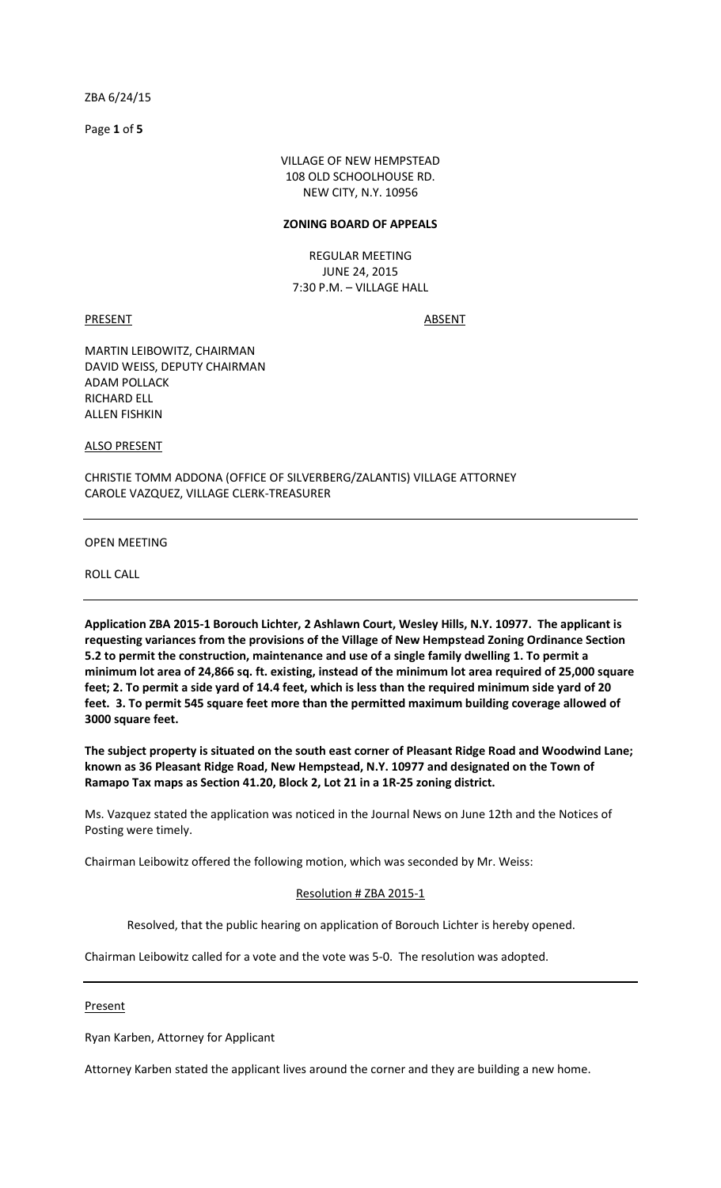ZBA 6/24/15

VILLAGE OF NEW HEMPSTEAD
108 OLD SCHOOLHOUSE RD.
NEW CITY, N.Y. 10956

**ZONING BOARD OF APPEALS**

REGULAR MEETING
JUNE 24, 2015
7:30 P.M. – VILLAGE HALL

PRESENT ABSENT

MARTIN LEIBOWITZ, CHAIRMAN
DAVID WEISS, DEPUTY CHAIRMAN
ADAM POLLACK
RICHARD ELL
ALLEN FISHKIN

ALSO PRESENT

CHRISTIE TOMM ADDONA (OFFICE OF SILVERBERG/ZALANTIS) VILLAGE ATTORNEY
CAROLE VAZQUEZ, VILLAGE CLERK-TREASURER

---

OPEN MEETING

ROLL CALL

---

**Application ZBA 2015-1 Borouch Lichter, 2 Ashlawn Court, Wesley Hills, N.Y. 10977. The applicant is requesting variances from the provisions of the Village of New Hempstead Zoning Ordinance Section 5.2 to permit the construction, maintenance and use of a single family dwelling 1. To permit a minimum lot area of 24,866 sq. ft. existing, instead of the minimum lot area required of 25,000 square feet; 2. To permit a side yard of 14.4 feet, which is less than the required minimum side yard of 20 feet. 3. To permit 545 square feet more than the permitted maximum building coverage allowed of 3000 square feet.**

**The subject property is situated on the south east corner of Pleasant Ridge Road and Woodwind Lane; known as 36 Pleasant Ridge Road, New Hempstead, N.Y. 10977 and designated on the Town of Ramapo Tax maps as Section 41.20, Block 2, Lot 21 in a 1R-25 zoning district.**

Ms. Vazquez stated the application was noticed in the Journal News on June 12th and the Notices of Posting were timely.

Chairman Leibowitz offered the following motion, which was seconded by Mr. Weiss:

Resolution # ZBA 2015-1

Resolved, that the public hearing on application of Borouch Lichter is hereby opened.

Chairman Leibowitz called for a vote and the vote was 5-0. The resolution was adopted.

---

Present

Ryan Karben, Attorney for Applicant

Attorney Karben stated the applicant lives around the corner and they are building a new home.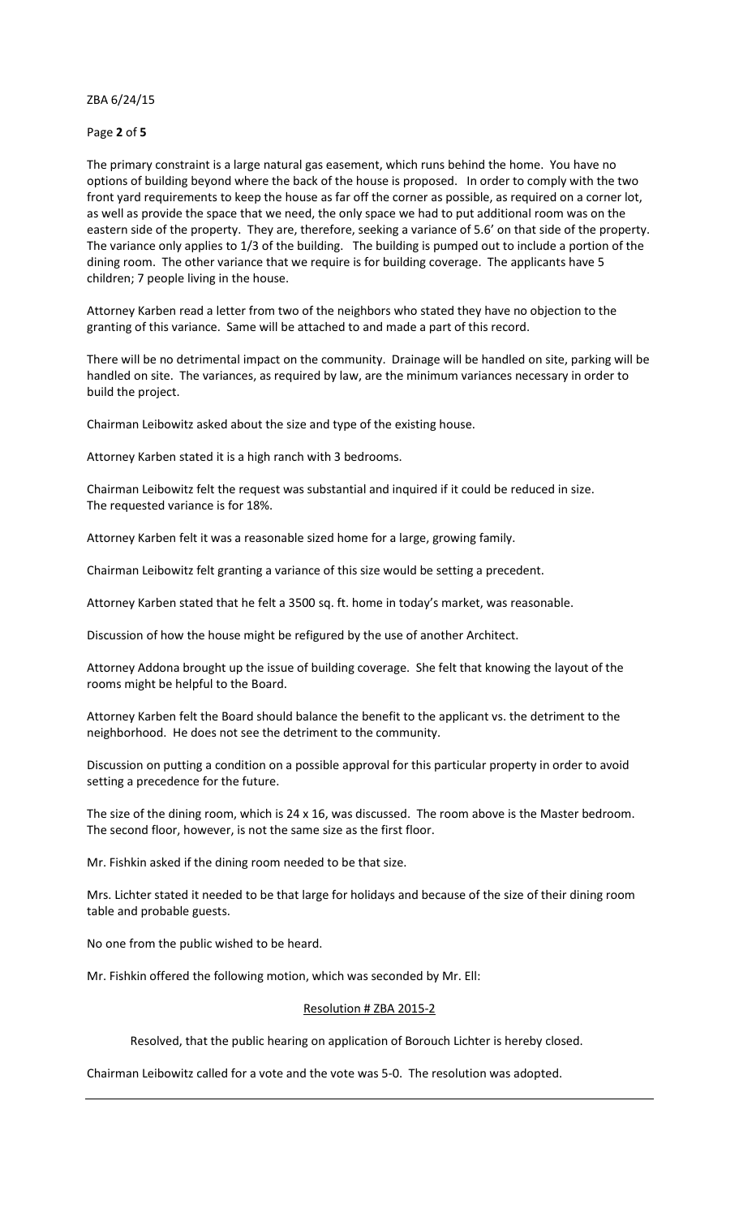The primary constraint is a large natural gas easement, which runs behind the home. You have no options of building beyond where the back of the house is proposed. In order to comply with the two front yard requirements to keep the house as far off the corner as possible, as required on a corner lot, as well as provide the space that we need, the only space we had to put additional room was on the eastern side of the property. They are, therefore, seeking a variance of 5.6' on that side of the property. The variance only applies to 1/3 of the building. The building is pumped out to include a portion of the dining room. The other variance that we require is for building coverage. The applicants have 5 children; 7 people living in the house.

Attorney Karben read a letter from two of the neighbors who stated they have no objection to the granting of this variance. Same will be attached to and made a part of this record.

There will be no detrimental impact on the community. Drainage will be handled on site, parking will be handled on site. The variances, as required by law, are the minimum variances necessary in order to build the project.

Chairman Leibowitz asked about the size and type of the existing house.

Attorney Karben stated it is a high ranch with 3 bedrooms.

Chairman Leibowitz felt the request was substantial and inquired if it could be reduced in size.
The requested variance is for 18%.

Attorney Karben felt it was a reasonable sized home for a large, growing family.

Chairman Leibowitz felt granting a variance of this size would be setting a precedent.

Attorney Karben stated that he felt a 3500 sq. ft. home in today's market, was reasonable.

Discussion of how the house might be refigured by the use of another Architect.

Attorney Addona brought up the issue of building coverage. She felt that knowing the layout of the rooms might be helpful to the Board.

Attorney Karben felt the Board should balance the benefit to the applicant vs. the detriment to the neighborhood. He does not see the detriment to the community.

Discussion on putting a condition on a possible approval for this particular property in order to avoid setting a precedence for the future.

The size of the dining room, which is 24 x 16, was discussed. The room above is the Master bedroom. The second floor, however, is not the same size as the first floor.

Mr. Fishkin asked if the dining room needed to be that size.

Mrs. Lichter stated it needed to be that large for holidays and because of the size of their dining room table and probable guests.

No one from the public wished to be heard.

Mr. Fishkin offered the following motion, which was seconded by Mr. Ell:

Resolution # ZBA 2015-2

Resolved, that the public hearing on application of Borouch Lichter is hereby closed.

Chairman Leibowitz called for a vote and the vote was 5-0. The resolution was adopted.

---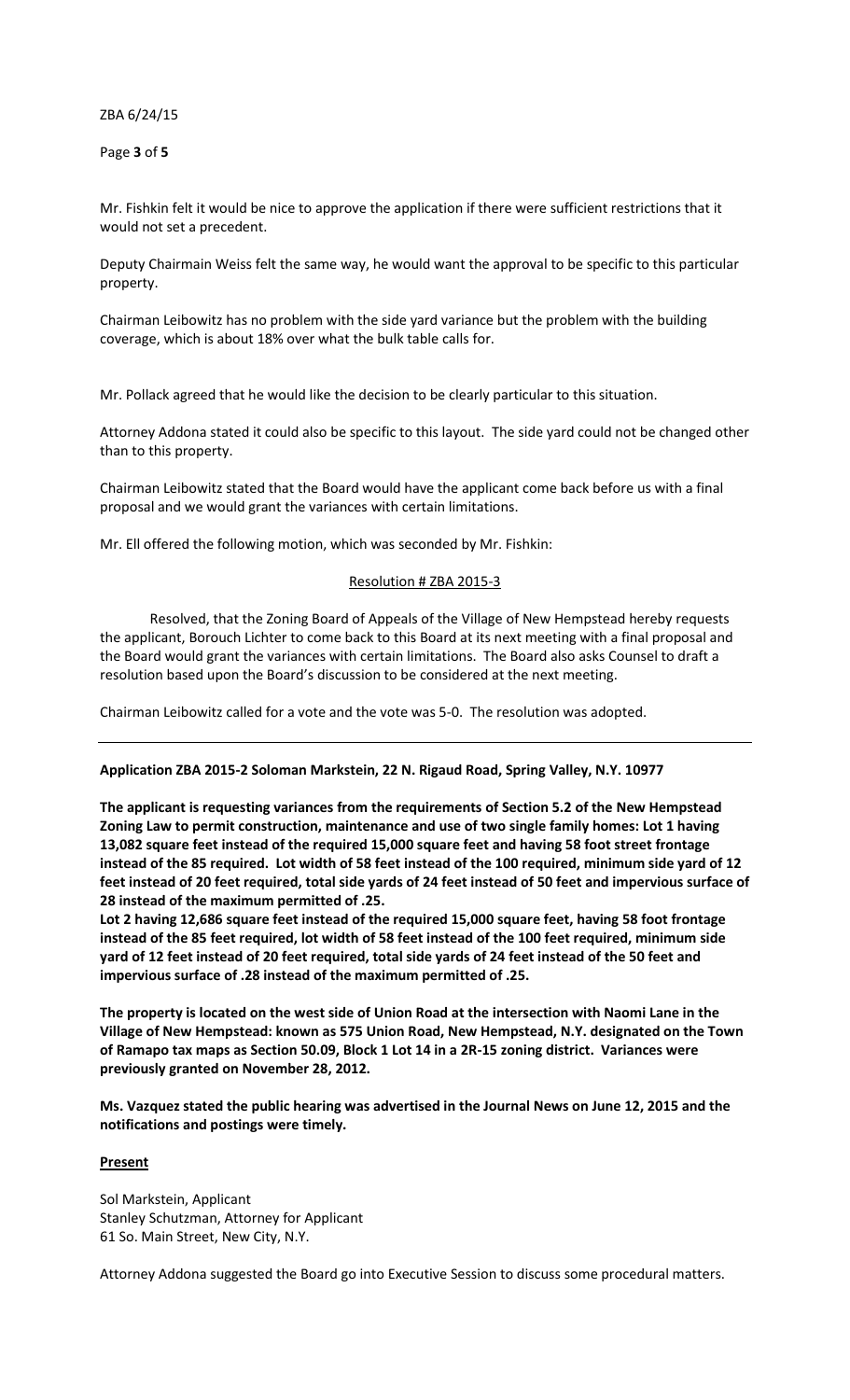Mr. Fishkin felt it would be nice to approve the application if there were sufficient restrictions that it would not set a precedent.

Deputy Chairmain Weiss felt the same way, he would want the approval to be specific to this particular property.

Chairman Leibowitz has no problem with the side yard variance but the problem with the building coverage, which is about 18% over what the bulk table calls for.

Mr. Pollack agreed that he would like the decision to be clearly particular to this situation.

Attorney Addona stated it could also be specific to this layout. The side yard could not be changed other than to this property.

Chairman Leibowitz stated that the Board would have the applicant come back before us with a final proposal and we would grant the variances with certain limitations.

Mr. Ell offered the following motion, which was seconded by Mr. Fishkin:

Resolution # ZBA 2015-3

Resolved, that the Zoning Board of Appeals of the Village of New Hempstead hereby requests the applicant, Borouch Lichter to come back to this Board at its next meeting with a final proposal and the Board would grant the variances with certain limitations. The Board also asks Counsel to draft a resolution based upon the Board's discussion to be considered at the next meeting.

Chairman Leibowitz called for a vote and the vote was 5-0. The resolution was adopted.

---

**Application ZBA 2015-2 Soloman Markstein, 22 N. Rigaud Road, Spring Valley, N.Y. 10977**

**The applicant is requesting variances from the requirements of Section 5.2 of the New Hempstead Zoning Law to permit construction, maintenance and use of two single family homes: Lot 1 having 13,082 square feet instead of the required 15,000 square feet and having 58 foot street frontage instead of the 85 required. Lot width of 58 feet instead of the 100 required, minimum side yard of 12 feet instead of 20 feet required, total side yards of 24 feet instead of 50 feet and impervious surface of 28 instead of the maximum permitted of .25.**

**Lot 2 having 12,686 square feet instead of the required 15,000 square feet, having 58 foot frontage instead of the 85 feet required, lot width of 58 feet instead of the 100 feet required, minimum side yard of 12 feet instead of 20 feet required, total side yards of 24 feet instead of the 50 feet and impervious surface of .28 instead of the maximum permitted of .25.**

**The property is located on the west side of Union Road at the intersection with Naomi Lane in the Village of New Hempstead: known as 575 Union Road, New Hempstead, N.Y. designated on the Town of Ramapo tax maps as Section 50.09, Block 1 Lot 14 in a 2R-15 zoning district. Variances were previously granted on November 28, 2012.**

**Ms. Vazquez stated the public hearing was advertised in the Journal News on June 12, 2015 and the notifications and postings were timely.**

**Present**

Sol Markstein, Applicant
Stanley Schutzman, Attorney for Applicant
61 So. Main Street, New City, N.Y.

Attorney Addona suggested the Board go into Executive Session to discuss some procedural matters.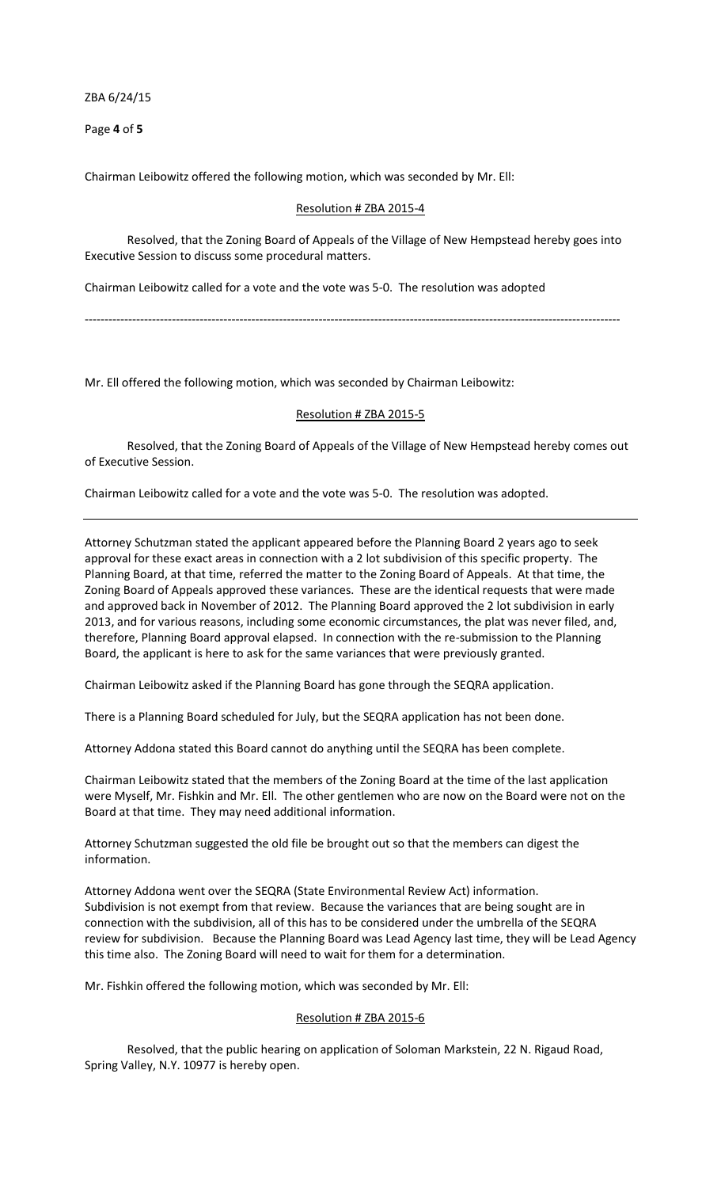Chairman Leibowitz offered the following motion, which was seconded by Mr. Ell:

Resolution # ZBA 2015-4

Resolved, that the Zoning Board of Appeals of the Village of New Hempstead hereby goes into Executive Session to discuss some procedural matters.

Chairman Leibowitz called for a vote and the vote was 5-0. The resolution was adopted

---

Mr. Ell offered the following motion, which was seconded by Chairman Leibowitz:

Resolution # ZBA 2015-5

Resolved, that the Zoning Board of Appeals of the Village of New Hempstead hereby comes out of Executive Session.

Chairman Leibowitz called for a vote and the vote was 5-0. The resolution was adopted.

---

Attorney Schutzman stated the applicant appeared before the Planning Board 2 years ago to seek approval for these exact areas in connection with a 2 lot subdivision of this specific property. The Planning Board, at that time, referred the matter to the Zoning Board of Appeals. At that time, the Zoning Board of Appeals approved these variances. These are the identical requests that were made and approved back in November of 2012. The Planning Board approved the 2 lot subdivision in early 2013, and for various reasons, including some economic circumstances, the plat was never filed, and, therefore, Planning Board approval elapsed. In connection with the re-submission to the Planning Board, the applicant is here to ask for the same variances that were previously granted.

Chairman Leibowitz asked if the Planning Board has gone through the SEQRA application.

There is a Planning Board scheduled for July, but the SEQRA application has not been done.

Attorney Addona stated this Board cannot do anything until the SEQRA has been complete.

Chairman Leibowitz stated that the members of the Zoning Board at the time of the last application were Myself, Mr. Fishkin and Mr. Ell. The other gentlemen who are now on the Board were not on the Board at that time. They may need additional information.

Attorney Schutzman suggested the old file be brought out so that the members can digest the information.

Attorney Addona went over the SEQRA (State Environmental Review Act) information. Subdivision is not exempt from that review. Because the variances that are being sought are in connection with the subdivision, all of this has to be considered under the umbrella of the SEQRA review for subdivision. Because the Planning Board was Lead Agency last time, they will be Lead Agency this time also. The Zoning Board will need to wait for them for a determination.

Mr. Fishkin offered the following motion, which was seconded by Mr. Ell:

Resolution # ZBA 2015-6

Resolved, that the public hearing on application of Soloman Markstein, 22 N. Rigaud Road, Spring Valley, N.Y. 10977 is hereby open.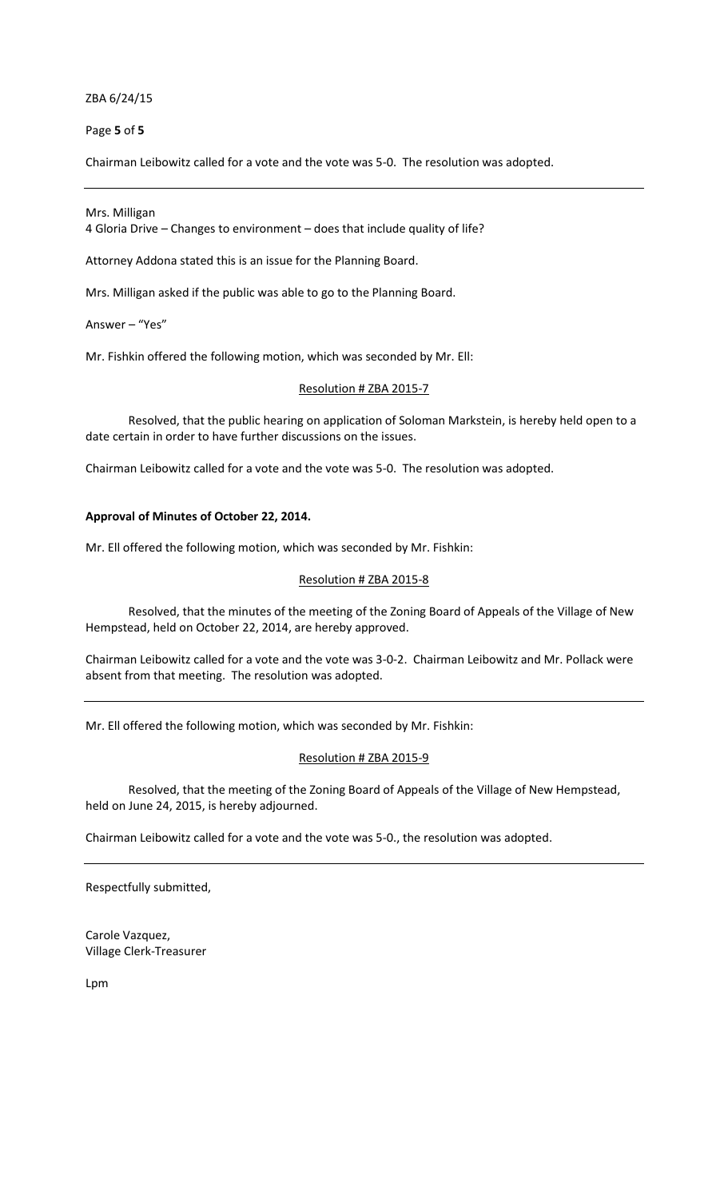Chairman Leibowitz called for a vote and the vote was 5-0. The resolution was adopted.

---

Mrs. Milligan
4 Gloria Drive – Changes to environment – does that include quality of life?

Attorney Addona stated this is an issue for the Planning Board.

Mrs. Milligan asked if the public was able to go to the Planning Board.

Answer – "Yes"

Mr. Fishkin offered the following motion, which was seconded by Mr. Ell:

Resolution # ZBA 2015-7

Resolved, that the public hearing on application of Soloman Markstein, is hereby held open to a date certain in order to have further discussions on the issues.

Chairman Leibowitz called for a vote and the vote was 5-0. The resolution was adopted.

**Approval of Minutes of October 22, 2014.**

Mr. Ell offered the following motion, which was seconded by Mr. Fishkin:

Resolution # ZBA 2015-8

Resolved, that the minutes of the meeting of the Zoning Board of Appeals of the Village of New Hempstead, held on October 22, 2014, are hereby approved.

Chairman Leibowitz called for a vote and the vote was 3-0-2. Chairman Leibowitz and Mr. Pollack were absent from that meeting. The resolution was adopted.

---

Mr. Ell offered the following motion, which was seconded by Mr. Fishkin:

Resolution # ZBA 2015-9

Resolved, that the meeting of the Zoning Board of Appeals of the Village of New Hempstead, held on June 24, 2015, is hereby adjourned.

Chairman Leibowitz called for a vote and the vote was 5-0., the resolution was adopted.

---

Respectfully submitted,

Carole Vazquez,
Village Clerk-Treasurer

Lpm